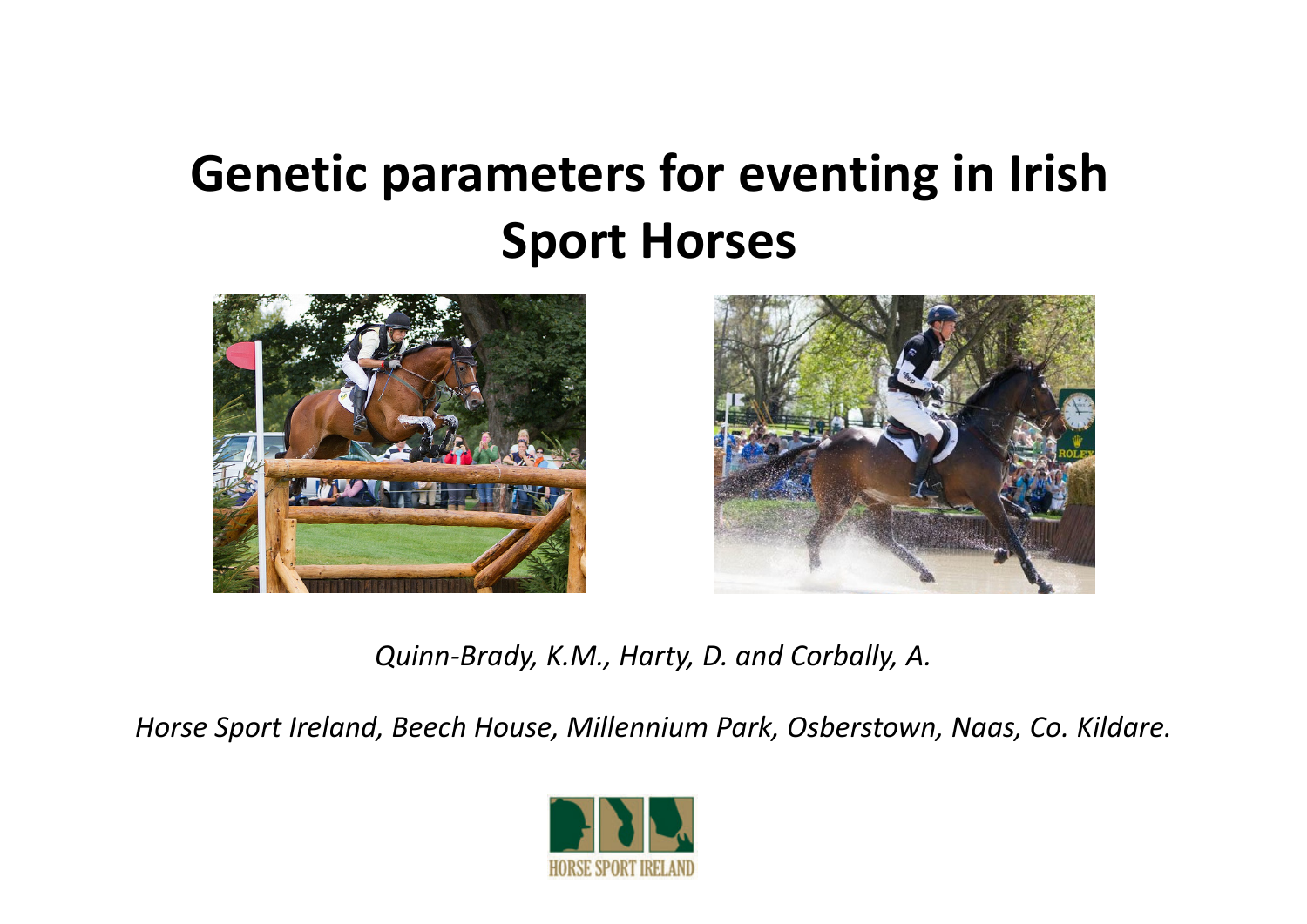# Genetic parameters for eventing in Irish Sport Horses

*Quinn-Brady, K.M., Harty, D. and Corbally, A.*

*Horse Sport Ireland, Beech House, Millennium Park, Osberstown, Naas, Co. Kildare.*

HORSE SPORT IRELAND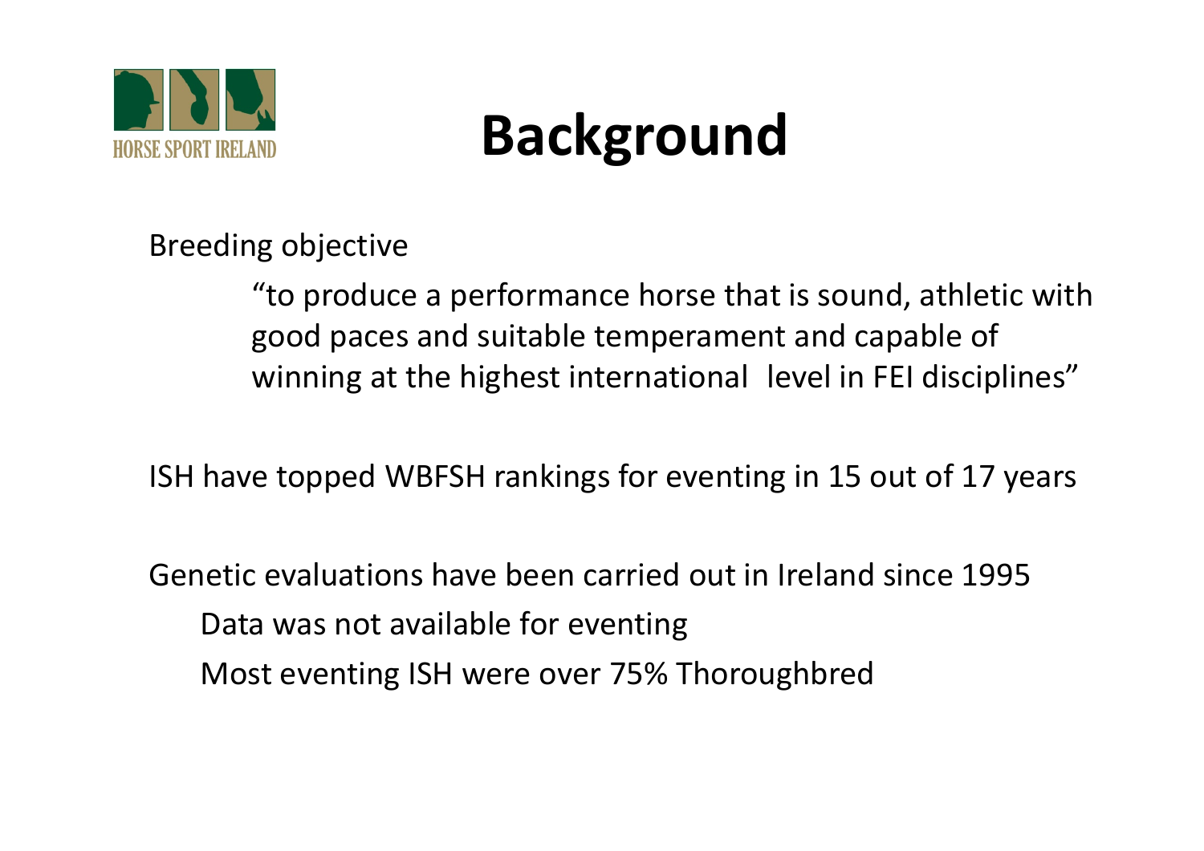# Background

Breeding objective

> "to produce a performance horse that is sound, athletic with good paces and suitable temperament and capable of winning at the highest international level in FEI disciplines"

ISH have topped WBFSH rankings for eventing in 15 out of 17 years

Genetic evaluations have been carried out in Ireland since 1995

- Data was not available for eventing
- Most eventing ISH were over 75% Thoroughbred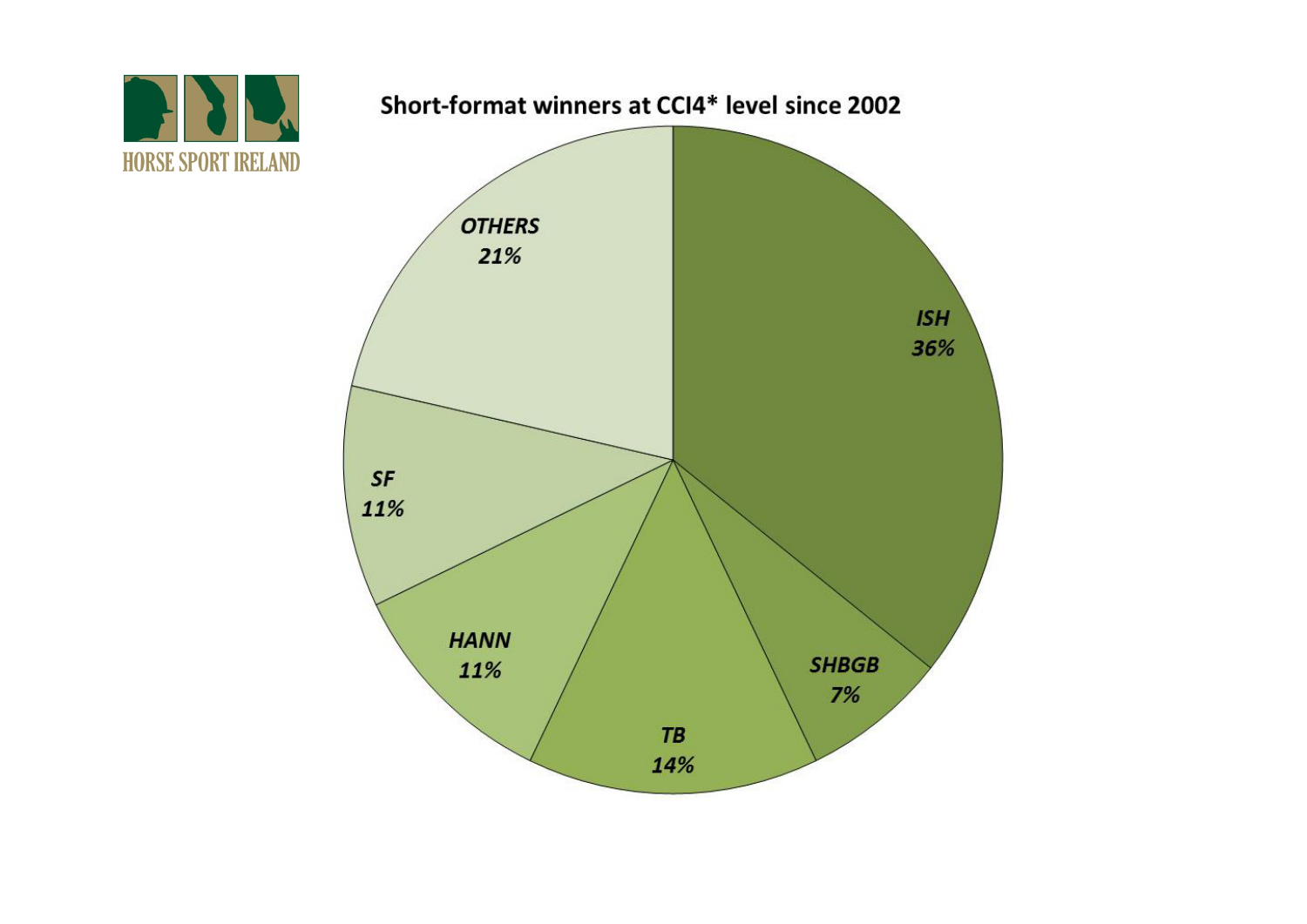HORSE SPORT IRELAND

## Short-format winners at CCI4* level since 2002

| Breed | Percentage |
|---|---|
| ISH | 36% |
| SHBGB | 7% |
| TB | 14% |
| HANN | 11% |
| SF | 11% |
| OTHERS | 21% |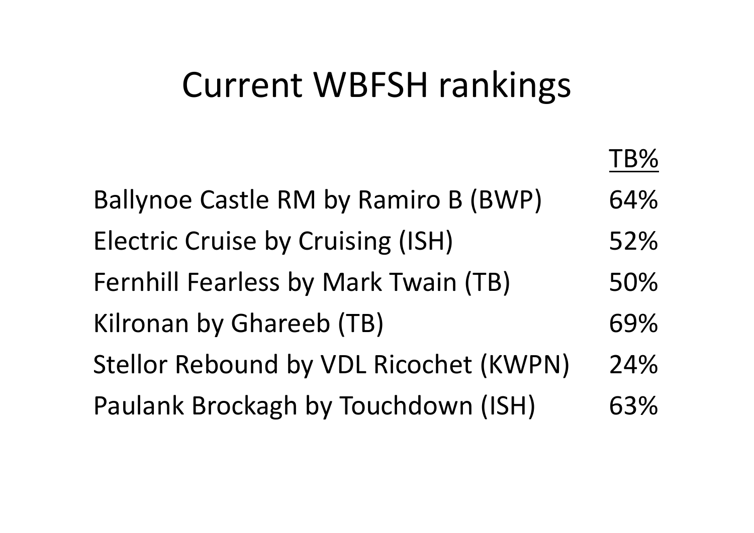# Current WBFSH rankings

| | TB% |
|---|---|
| Ballynoe Castle RM by Ramiro B (BWP) | 64% |
| Electric Cruise by Cruising (ISH) | 52% |
| Fernhill Fearless by Mark Twain (TB) | 50% |
| Kilronan by Ghareeb (TB) | 69% |
| Stellor Rebound by VDL Ricochet (KWPN) | 24% |
| Paulank Brockagh by Touchdown (ISH) | 63% |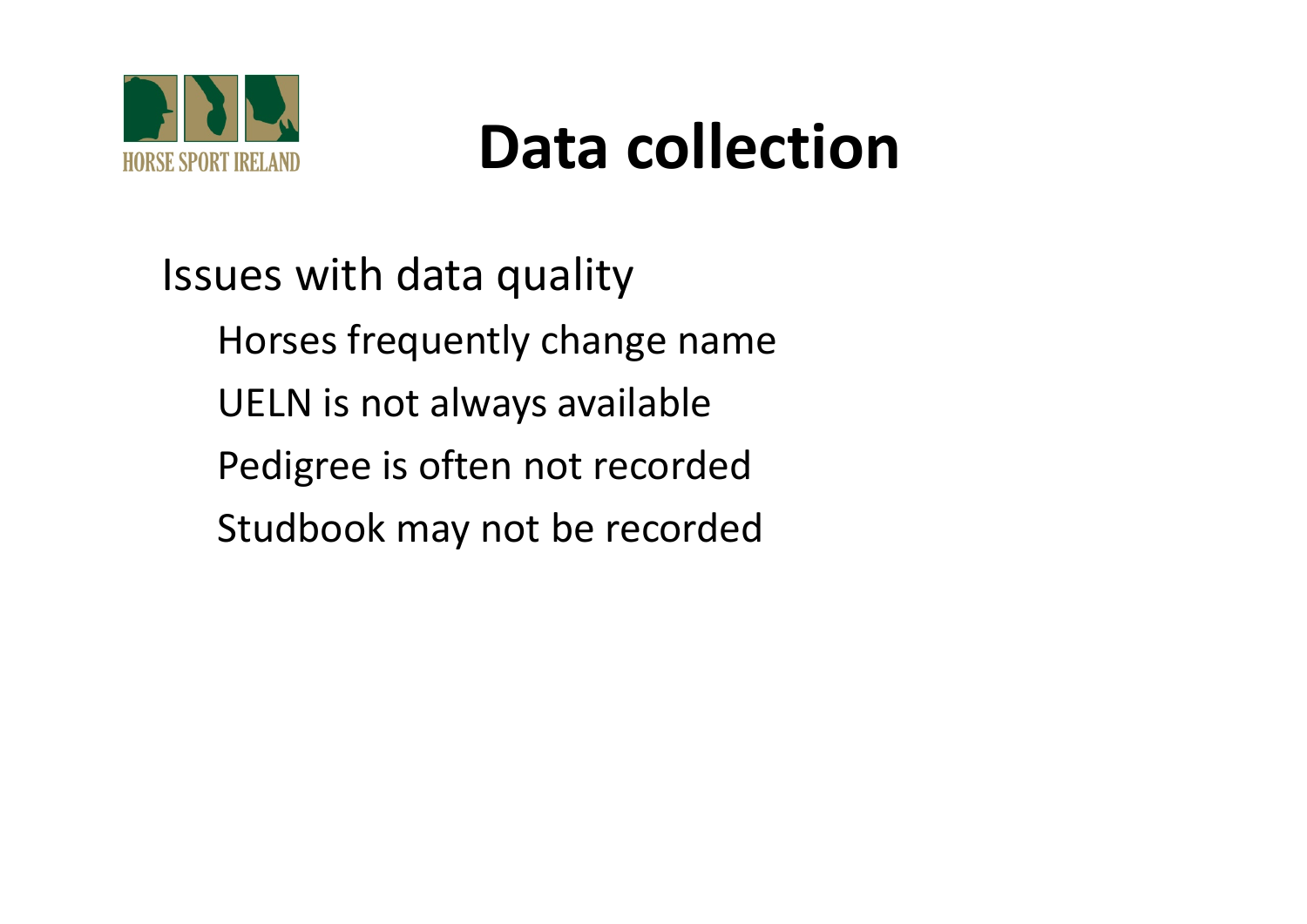# Data collection

Issues with data quality

- Horses frequently change name
- UELN is not always available
- Pedigree is often not recorded
- Studbook may not be recorded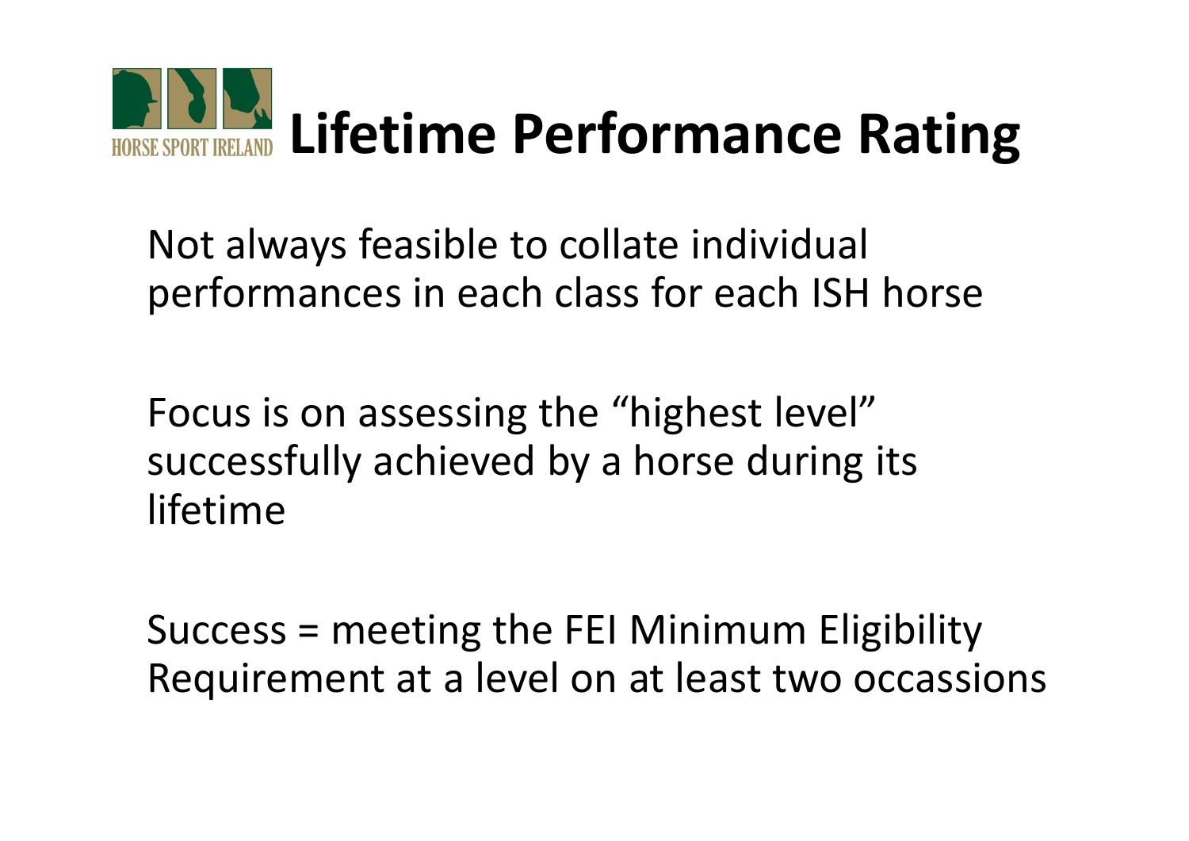# Lifetime Performance Rating

Not always feasible to collate individual performances in each class for each ISH horse

Focus is on assessing the "highest level" successfully achieved by a horse during its lifetime

Success = meeting the FEI Minimum Eligibility Requirement at a level on at least two occassions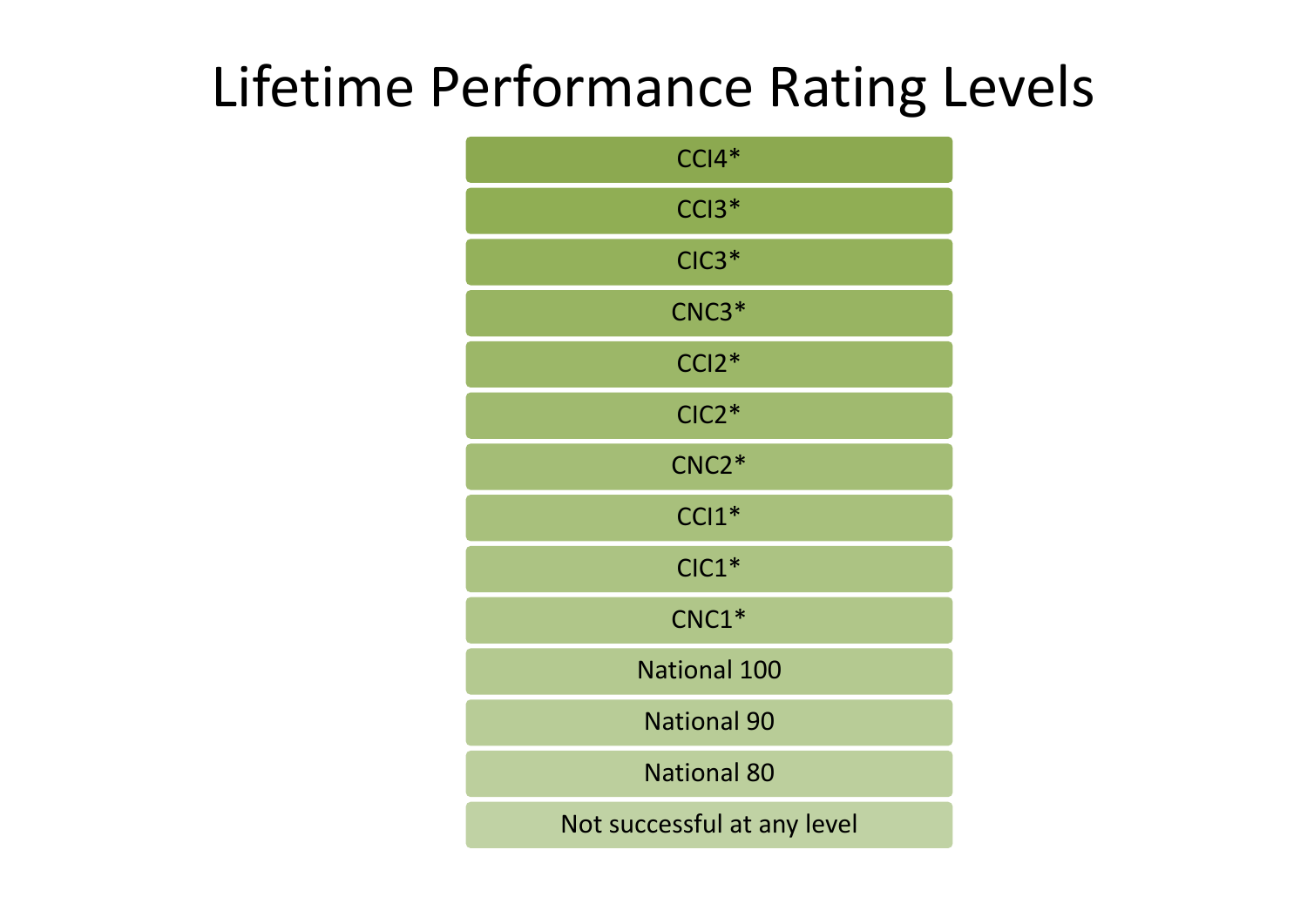# Lifetime Performance Rating Levels

- CCI4*
- CCI3*
- CIC3*
- CNC3*
- CCI2*
- CIC2*
- CNC2*
- CCI1*
- CIC1*
- CNC1*
- National 100
- National 90
- National 80
- Not successful at any level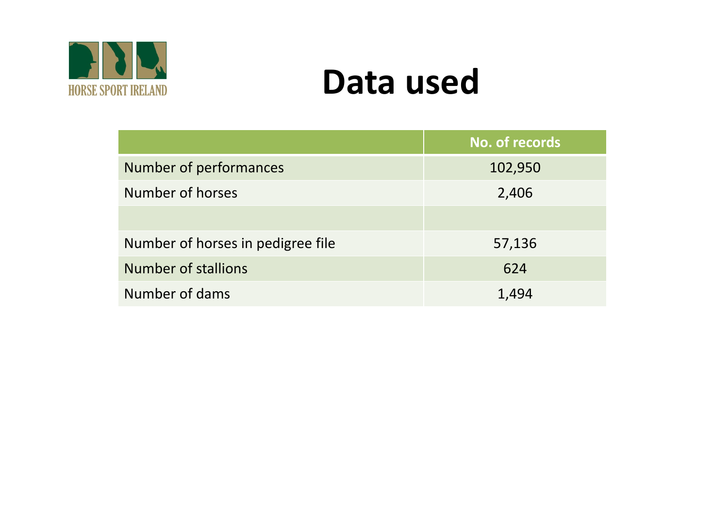# Data used

| | No. of records |
| --- | --- |
| Number of performances | 102,950 |
| Number of horses | 2,406 |
| | |
| Number of horses in pedigree file | 57,136 |
| Number of stallions | 624 |
| Number of dams | 1,494 |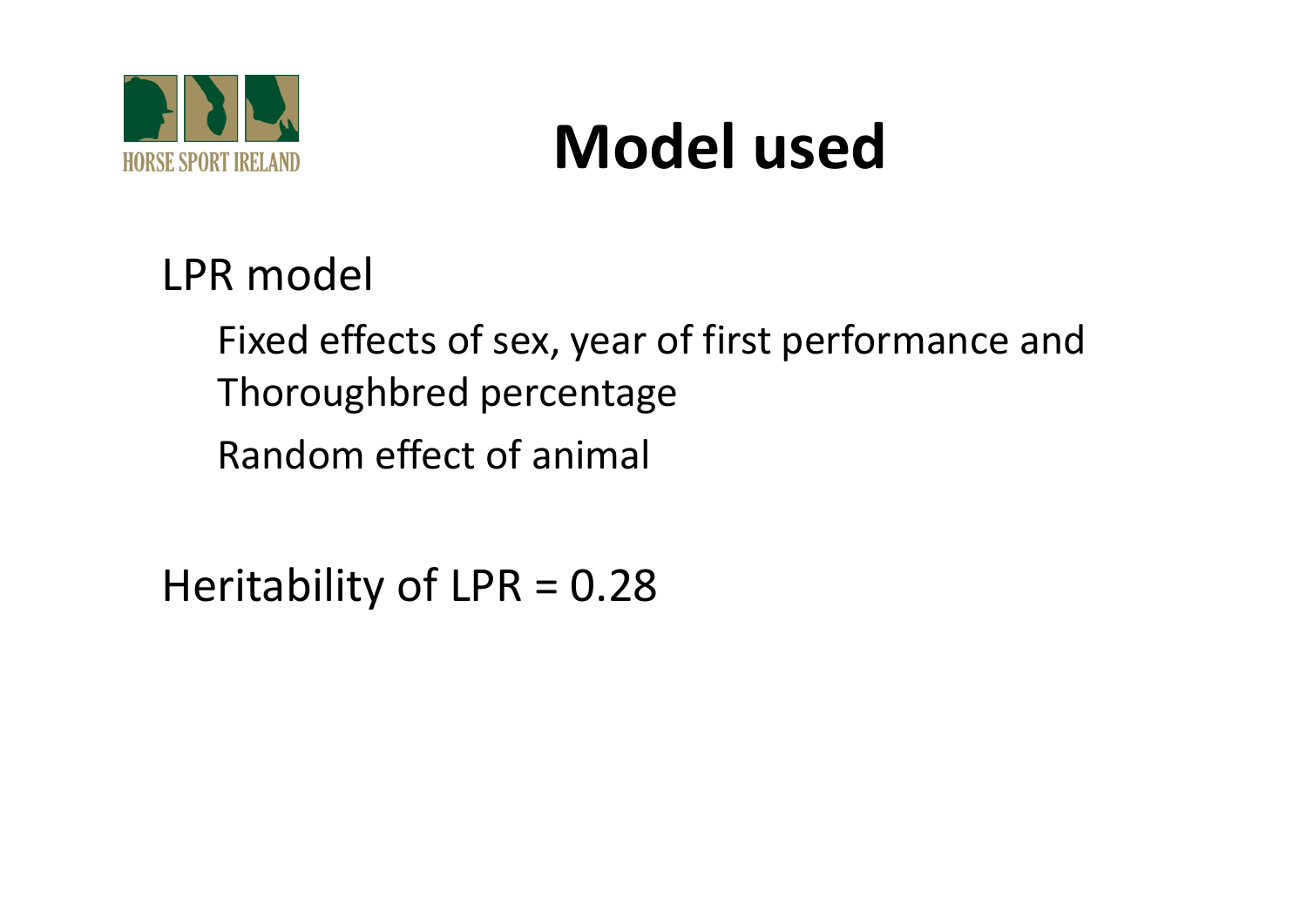# Model used

LPR model

- Fixed effects of sex, year of first performance and Thoroughbred percentage
- Random effect of animal

Heritability of LPR = 0.28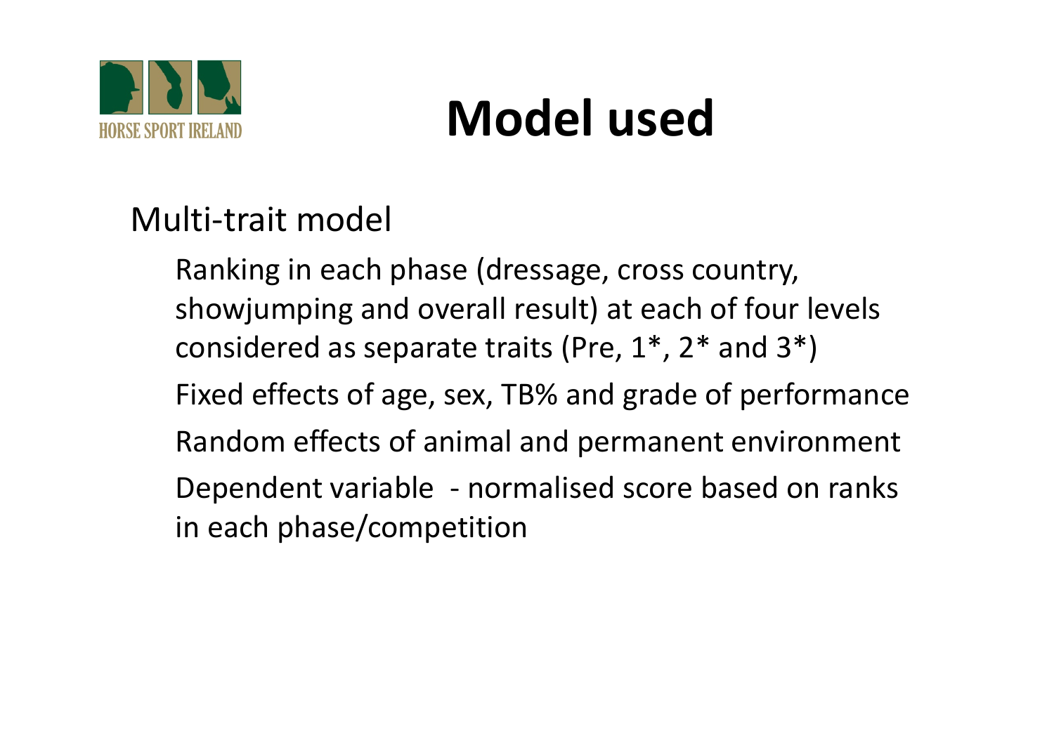# Model used

Multi-trait model

- Ranking in each phase (dressage, cross country, showjumping and overall result) at each of four levels considered as separate traits (Pre, 1*, 2* and 3*)
- Fixed effects of age, sex, TB% and grade of performance
- Random effects of animal and permanent environment
- Dependent variable - normalised score based on ranks in each phase/competition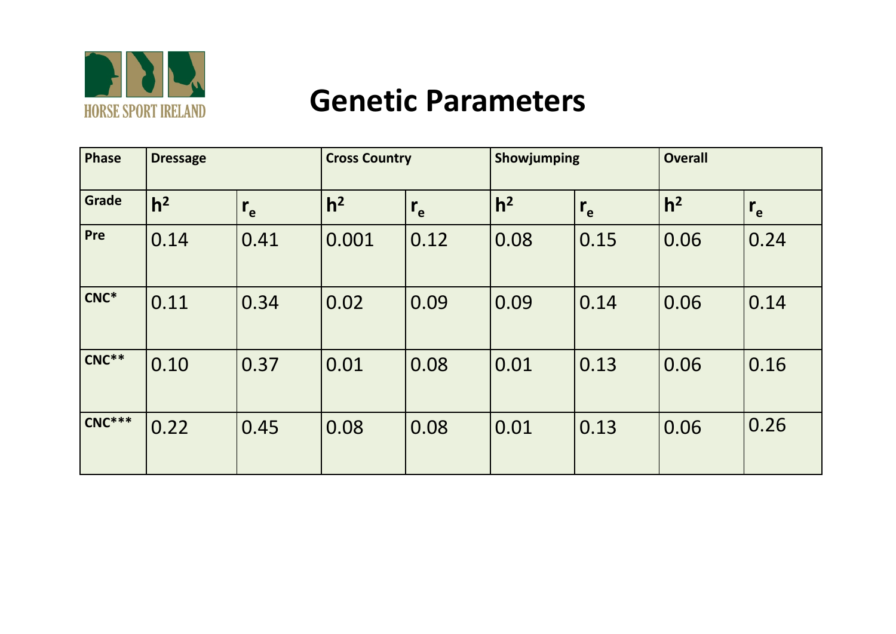# Genetic Parameters

| Phase | Dressage | | Cross Country | | Showjumping | | Overall | |
|---|---|---|---|---|---|---|---|---|
| Grade | $h^2$ | $r_e$ | $h^2$ | $r_e$ | $h^2$ | $r_e$ | $h^2$ | $r_e$ |
| Pre | 0.14 | 0.41 | 0.001 | 0.12 | 0.08 | 0.15 | 0.06 | 0.24 |
| CNC* | 0.11 | 0.34 | 0.02 | 0.09 | 0.09 | 0.14 | 0.06 | 0.14 |
| CNC** | 0.10 | 0.37 | 0.01 | 0.08 | 0.01 | 0.13 | 0.06 | 0.16 |
| CNC*** | 0.22 | 0.45 | 0.08 | 0.08 | 0.01 | 0.13 | 0.06 | 0.26 |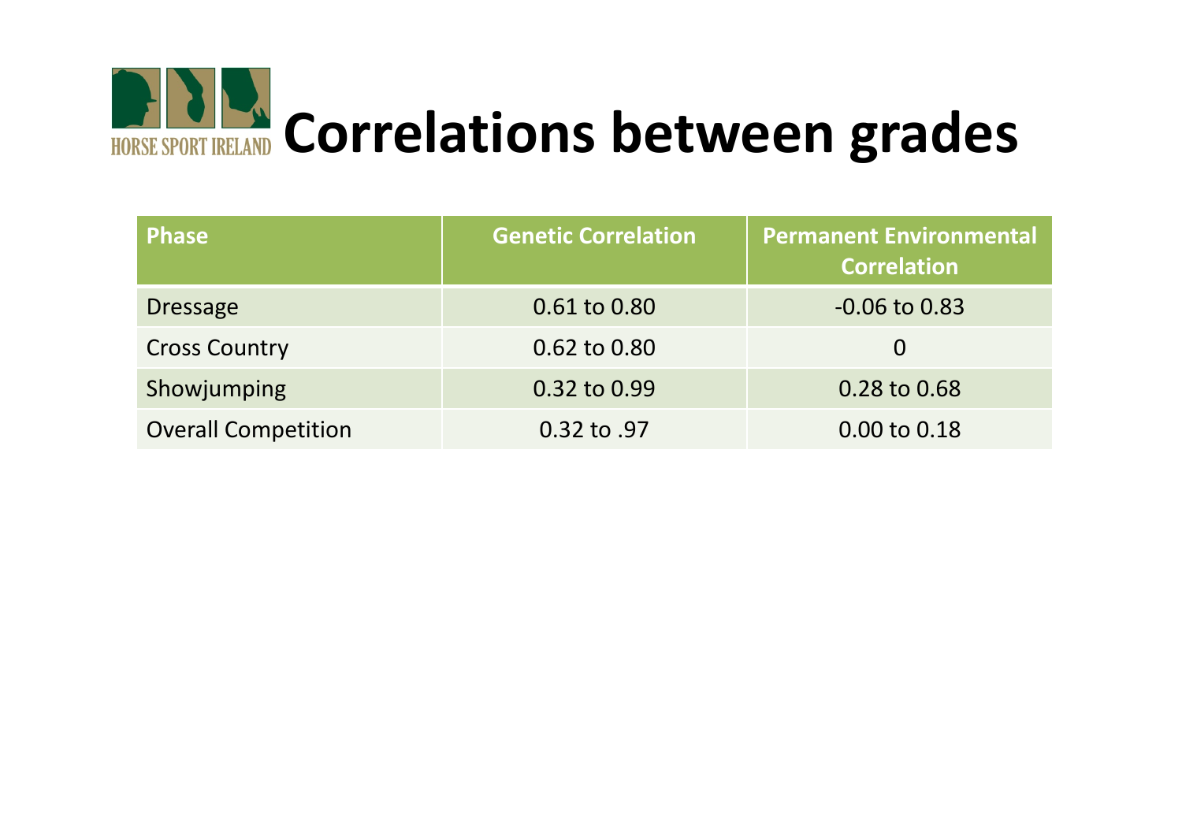# Correlations between grades

| Phase | Genetic Correlation | Permanent Environmental Correlation |
|---|---|---|
| Dressage | 0.61 to 0.80 | -0.06 to 0.83 |
| Cross Country | 0.62 to 0.80 | 0 |
| Showjumping | 0.32 to 0.99 | 0.28 to 0.68 |
| Overall Competition | 0.32 to .97 | 0.00 to 0.18 |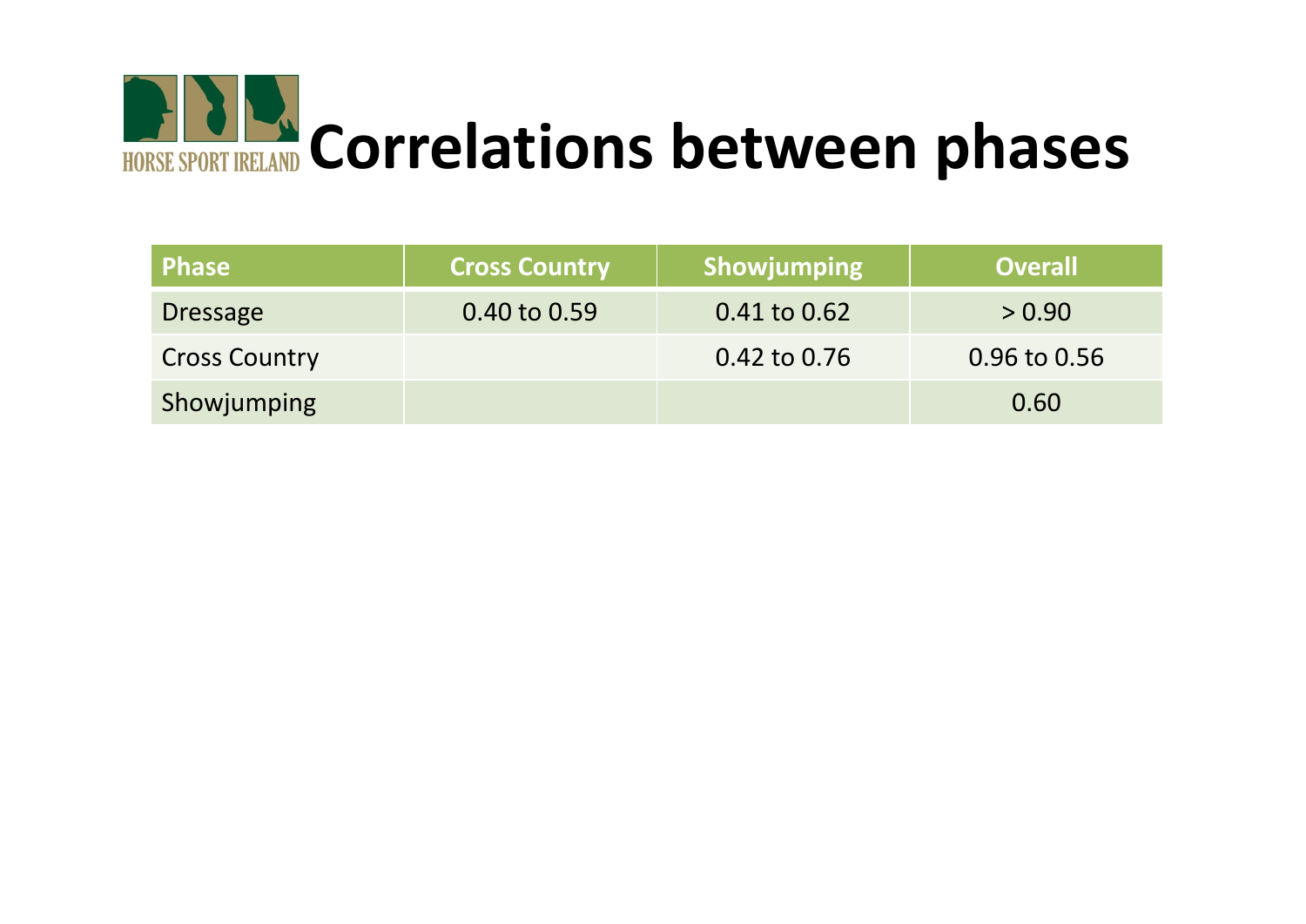# Correlations between phases

| Phase | Cross Country | Showjumping | Overall |
|---|---|---|---|
| Dressage | 0.40 to 0.59 | 0.41 to 0.62 | > 0.90 |
| Cross Country | | 0.42 to 0.76 | 0.96 to 0.56 |
| Showjumping | | | 0.60 |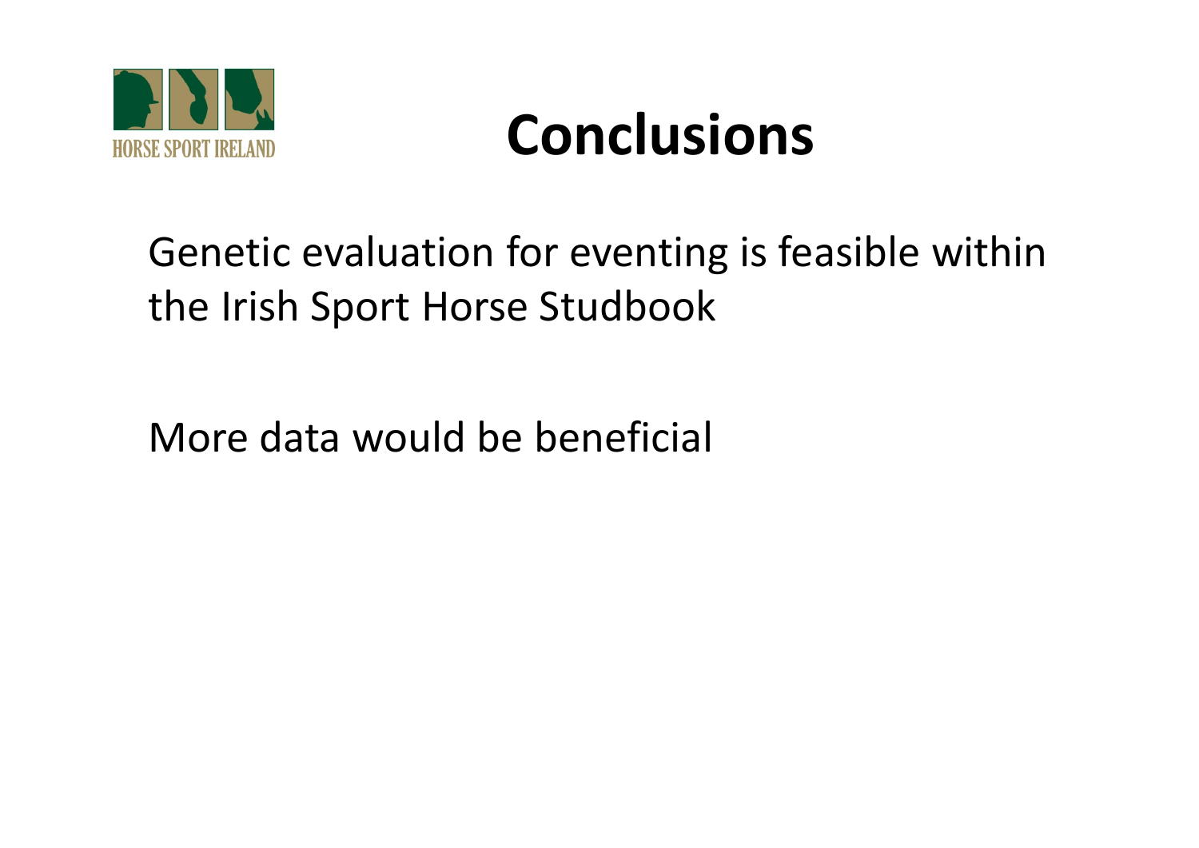# Conclusions

Genetic evaluation for eventing is feasible within the Irish Sport Horse Studbook

More data would be beneficial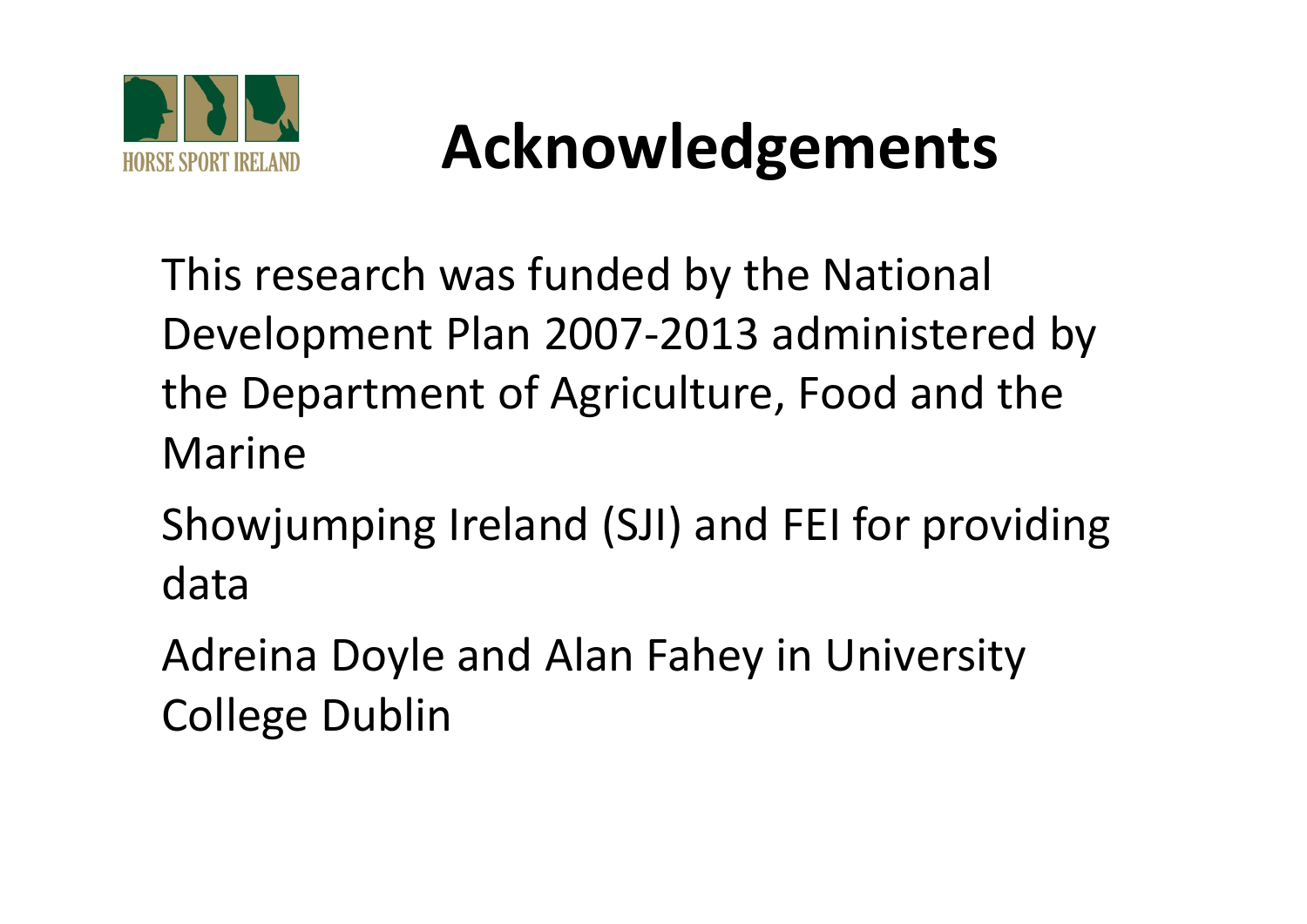HORSE SPORT IRELAND

# Acknowledgements

This research was funded by the National Development Plan 2007-2013 administered by the Department of Agriculture, Food and the Marine

Showjumping Ireland (SJI) and FEI for providing data

Adreina Doyle and Alan Fahey in University College Dublin